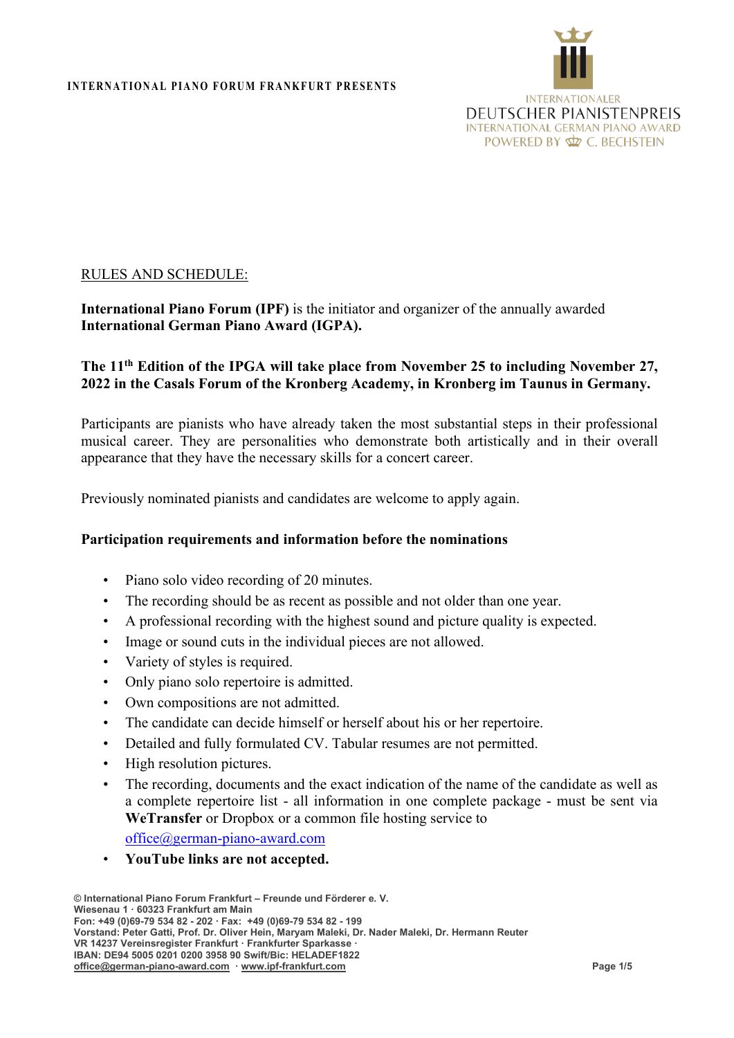INTERNATIONAL PIANO FORUM FRANKFURT PRESENTS

INTERNATIONALER
DEUTSCHER PIANISTENPREIS
INTERNATIONAL GERMAN PIANO AWARD
POWERED BY C. BECHSTEIN

RULES AND SCHEDULE:

**International Piano Forum (IPF)** is the initiator and organizer of the annually awarded **International German Piano Award (IGPA).**

**The 11th Edition of the IPGA will take place from November 25 to including November 27, 2022 in the Casals Forum of the Kronberg Academy, in Kronberg im Taunus in Germany.**

Participants are pianists who have already taken the most substantial steps in their professional musical career. They are personalities who demonstrate both artistically and in their overall appearance that they have the necessary skills for a concert career.

Previously nominated pianists and candidates are welcome to apply again.

**Participation requirements and information before the nominations**

- Piano solo video recording of 20 minutes.
- The recording should be as recent as possible and not older than one year.
- A professional recording with the highest sound and picture quality is expected.
- Image or sound cuts in the individual pieces are not allowed.
- Variety of styles is required.
- Only piano solo repertoire is admitted.
- Own compositions are not admitted.
- The candidate can decide himself or herself about his or her repertoire.
- Detailed and fully formulated CV. Tabular resumes are not permitted.
- High resolution pictures.
- The recording, documents and the exact indication of the name of the candidate as well as a complete repertoire list - all information in one complete package - must be sent via **WeTransfer** or Dropbox or a common file hosting service to office@german-piano-award.com
- **YouTube links are not accepted.**

© International Piano Forum Frankfurt – Freunde und Förderer e. V.
Wiesenau 1 · 60323 Frankfurt am Main
Fon: +49 (0)69-79 534 82 - 202 · Fax: +49 (0)69-79 534 82 - 199
Vorstand: Peter Gatti, Prof. Dr. Oliver Hein, Maryam Maleki, Dr. Nader Maleki, Dr. Hermann Reuter
VR 14237 Vereinsregister Frankfurt · Frankfurter Sparkasse ·
IBAN: DE94 5005 0201 0200 3958 90 Swift/Bic: HELADEF1822
office@german-piano-award.com · www.ipf-frankfurt.com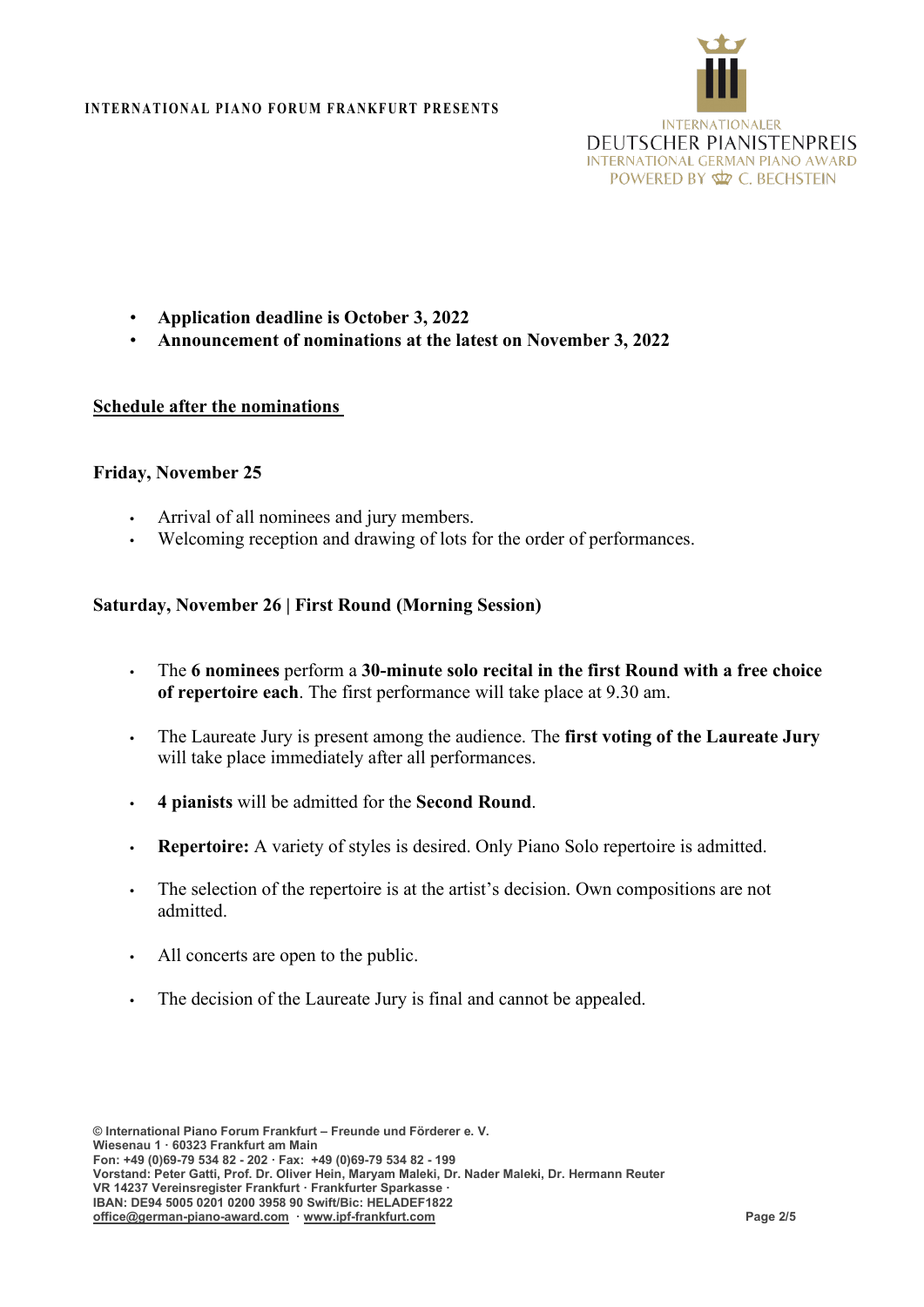- **Application deadline is October 3, 2022**
- **Announcement of nominations at the latest on November 3, 2022**

## Schedule after the nominations

### Friday, November 25

- Arrival of all nominees and jury members.
- Welcoming reception and drawing of lots for the order of performances.

### Saturday, November 26 | First Round (Morning Session)

- The **6 nominees** perform a **30-minute solo recital in the first Round with a free choice of repertoire each**. The first performance will take place at 9.30 am.
- The Laureate Jury is present among the audience. The **first voting of the Laureate Jury** will take place immediately after all performances.
- **4 pianists** will be admitted for the **Second Round**.
- **Repertoire:** A variety of styles is desired. Only Piano Solo repertoire is admitted.
- The selection of the repertoire is at the artist's decision. Own compositions are not admitted.
- All concerts are open to the public.
- The decision of the Laureate Jury is final and cannot be appealed.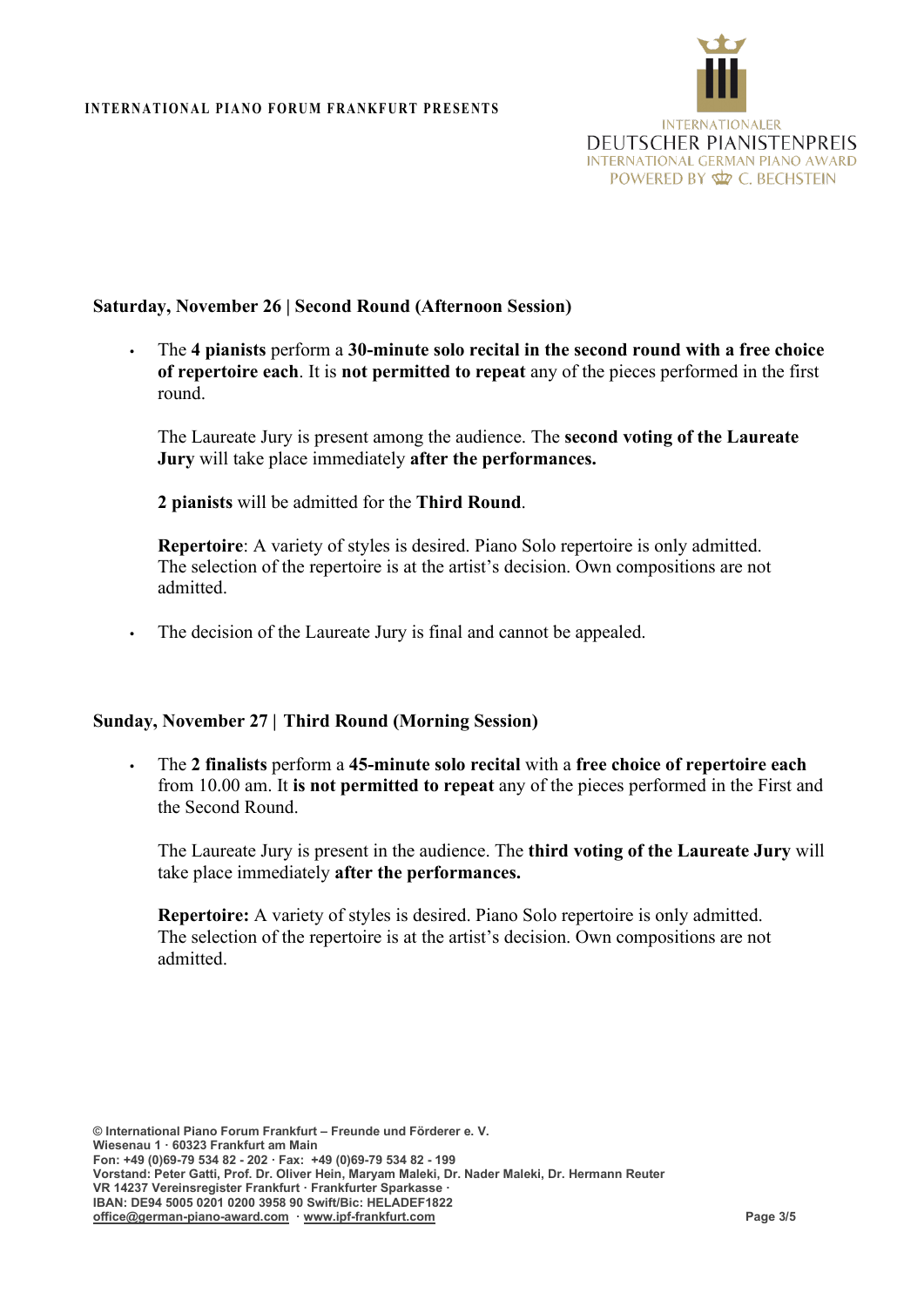### Saturday, November 26 | Second Round (Afternoon Session)

- The **4 pianists** perform a **30-minute solo recital in the second round with a free choice of repertoire each**. It is **not permitted to repeat** any of the pieces performed in the first round.

  The Laureate Jury is present among the audience. The **second voting of the Laureate Jury** will take place immediately **after the performances.**

  **2 pianists** will be admitted for the **Third Round**.

  **Repertoire**: A variety of styles is desired. Piano Solo repertoire is only admitted. The selection of the repertoire is at the artist's decision. Own compositions are not admitted.

- The decision of the Laureate Jury is final and cannot be appealed.

### Sunday, November 27 | Third Round (Morning Session)

- The **2 finalists** perform a **45-minute solo recital** with a **free choice of repertoire each** from 10.00 am. It **is not permitted to repeat** any of the pieces performed in the First and the Second Round.

  The Laureate Jury is present in the audience. The **third voting of the Laureate Jury** will take place immediately **after the performances.**

  **Repertoire:** A variety of styles is desired. Piano Solo repertoire is only admitted. The selection of the repertoire is at the artist's decision. Own compositions are not admitted.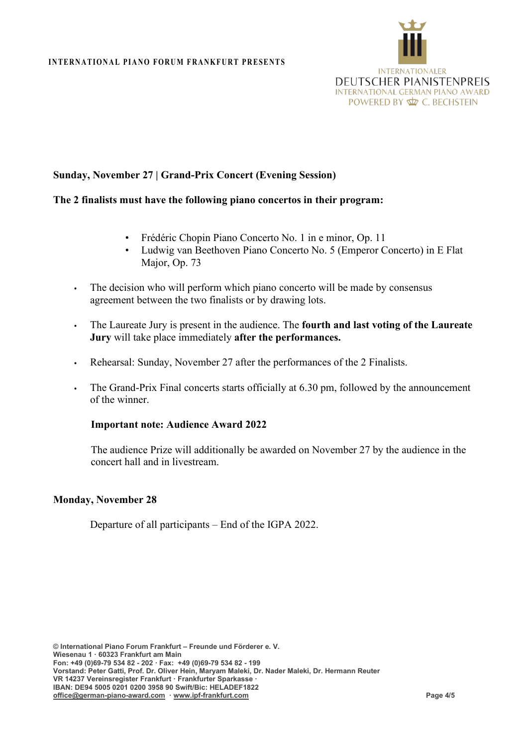**Sunday, November 27 | Grand-Prix Concert (Evening Session)**

**The 2 finalists must have the following piano concertos in their program:**

- Frédéric Chopin Piano Concerto No. 1 in e minor, Op. 11
- Ludwig van Beethoven Piano Concerto No. 5 (Emperor Concerto) in E Flat Major, Op. 73

- The decision who will perform which piano concerto will be made by consensus agreement between the two finalists or by drawing lots.
- The Laureate Jury is present in the audience. The **fourth and last voting of the Laureate Jury** will take place immediately **after the performances.**
- Rehearsal: Sunday, November 27 after the performances of the 2 Finalists.
- The Grand-Prix Final concerts starts officially at 6.30 pm, followed by the announcement of the winner.

**Important note: Audience Award 2022**

The audience Prize will additionally be awarded on November 27 by the audience in the concert hall and in livestream.

**Monday, November 28**

Departure of all participants – End of the IGPA 2022.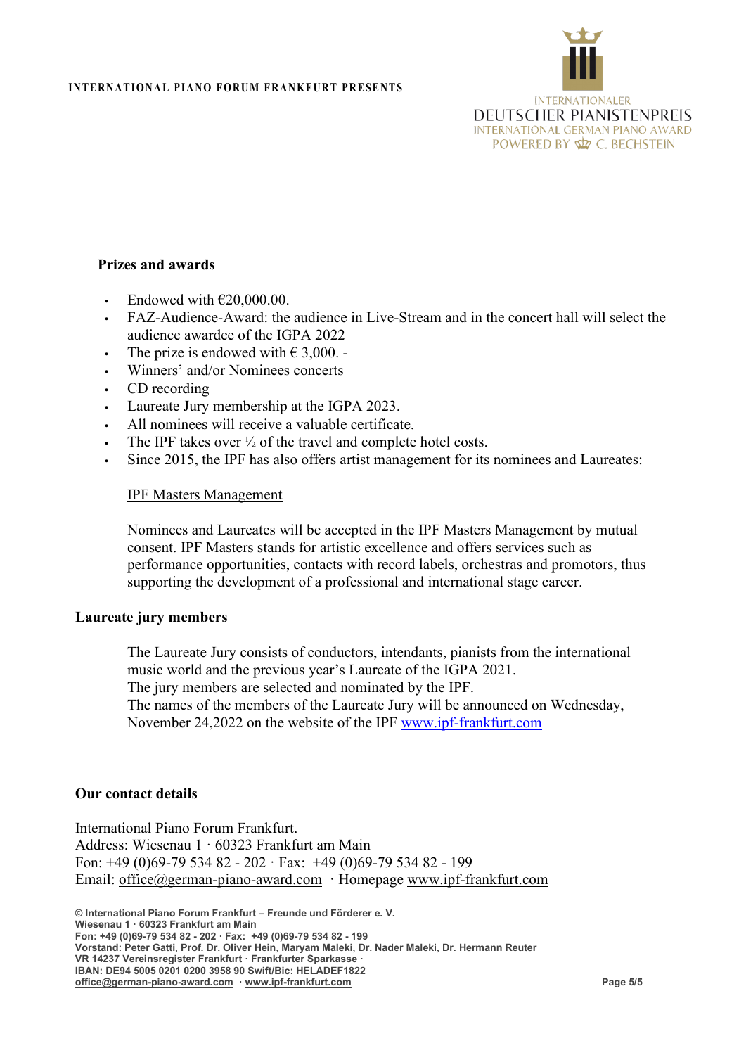### Prizes and awards

- Endowed with €20,000.00.
- FAZ-Audience-Award: the audience in Live-Stream and in the concert hall will select the audience awardee of the IGPA 2022
- The prize is endowed with € 3,000. -
- Winners' and/or Nominees concerts
- CD recording
- Laureate Jury membership at the IGPA 2023.
- All nominees will receive a valuable certificate.
- The IPF takes over ½ of the travel and complete hotel costs.
- Since 2015, the IPF has also offers artist management for its nominees and Laureates:

  IPF Masters Management

  Nominees and Laureates will be accepted in the IPF Masters Management by mutual consent. IPF Masters stands for artistic excellence and offers services such as performance opportunities, contacts with record labels, orchestras and promotors, thus supporting the development of a professional and international stage career.

### Laureate jury members

The Laureate Jury consists of conductors, intendants, pianists from the international music world and the previous year's Laureate of the IGPA 2021.
The jury members are selected and nominated by the IPF.
The names of the members of the Laureate Jury will be announced on Wednesday, November 24,2022 on the website of the IPF www.ipf-frankfurt.com

### Our contact details

International Piano Forum Frankfurt.
Address: Wiesenau 1 · 60323 Frankfurt am Main
Fon: +49 (0)69-79 534 82 - 202 · Fax: +49 (0)69-79 534 82 - 199
Email: office@german-piano-award.com · Homepage www.ipf-frankfurt.com

**© International Piano Forum Frankfurt – Freunde und Förderer e. V.**
**Wiesenau 1 · 60323 Frankfurt am Main**
**Fon: +49 (0)69-79 534 82 - 202 · Fax: +49 (0)69-79 534 82 - 199**
**Vorstand: Peter Gatti, Prof. Dr. Oliver Hein, Maryam Maleki, Dr. Nader Maleki, Dr. Hermann Reuter**
**VR 14237 Vereinsregister Frankfurt · Frankfurter Sparkasse ·**
**IBAN: DE94 5005 0201 0200 3958 90 Swift/Bic: HELADEF1822**
**office@german-piano-award.com · www.ipf-frankfurt.com**